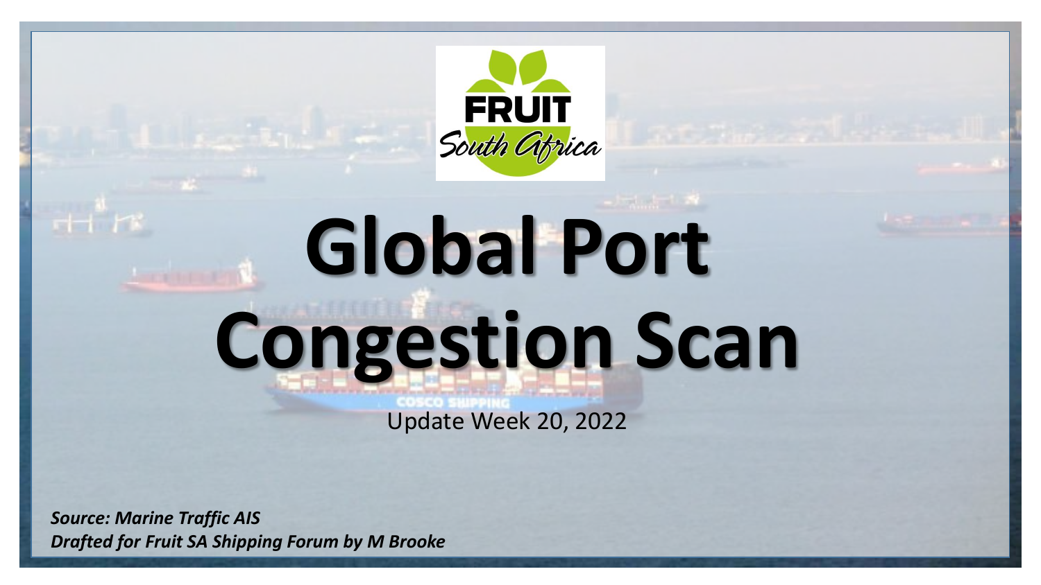# Global Port Congestion Scan

Update Week 20, 2022

***Source: Marine Traffic AIS***
***Drafted for Fruit SA Shipping Forum by M Brooke***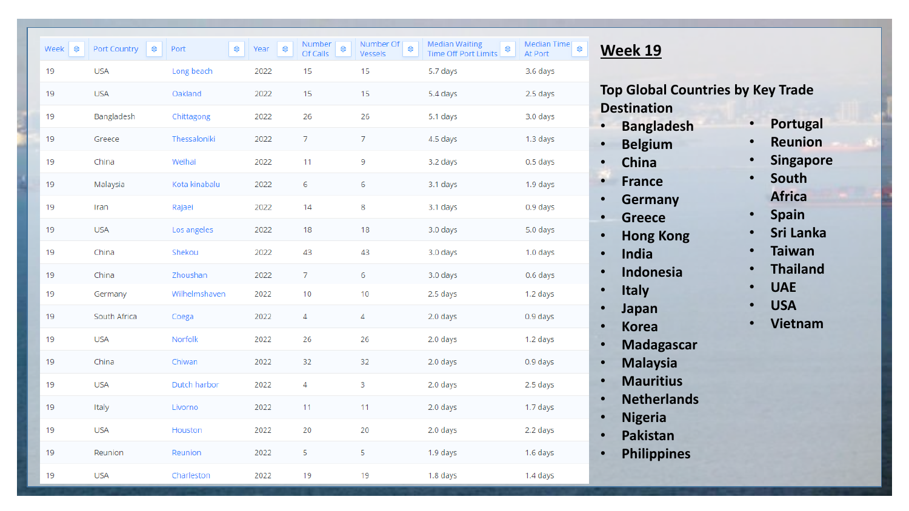| Week | Port Country | Port | Year | Number Of Calls | Number Of Vessels | Median Waiting Time Off Port Limits | Median Time At Port |
|---|---|---|---|---|---|---|---|
| 19 | USA | Long beach | 2022 | 15 | 15 | 5.7 days | 3.6 days |
| 19 | USA | Oakland | 2022 | 15 | 15 | 5.4 days | 2.5 days |
| 19 | Bangladesh | Chittagong | 2022 | 26 | 26 | 5.1 days | 3.0 days |
| 19 | Greece | Thessaloniki | 2022 | 7 | 7 | 4.5 days | 1.3 days |
| 19 | China | Weihai | 2022 | 11 | 9 | 3.2 days | 0.5 days |
| 19 | Malaysia | Kota kinabalu | 2022 | 6 | 6 | 3.1 days | 1.9 days |
| 19 | Iran | Rajaei | 2022 | 14 | 8 | 3.1 days | 0.9 days |
| 19 | USA | Los angeles | 2022 | 18 | 18 | 3.0 days | 5.0 days |
| 19 | China | Shekou | 2022 | 43 | 43 | 3.0 days | 1.0 days |
| 19 | China | Zhoushan | 2022 | 7 | 6 | 3.0 days | 0.6 days |
| 19 | Germany | Wilhelmshaven | 2022 | 10 | 10 | 2.5 days | 1.2 days |
| 19 | South Africa | Coega | 2022 | 4 | 4 | 2.0 days | 0.9 days |
| 19 | USA | Norfolk | 2022 | 26 | 26 | 2.0 days | 1.2 days |
| 19 | China | Chiwan | 2022 | 32 | 32 | 2.0 days | 0.9 days |
| 19 | USA | Dutch harbor | 2022 | 4 | 3 | 2.0 days | 2.5 days |
| 19 | Italy | Livorno | 2022 | 11 | 11 | 2.0 days | 1.7 days |
| 19 | USA | Houston | 2022 | 20 | 20 | 2.0 days | 2.2 days |
| 19 | Reunion | Reunion | 2022 | 5 | 5 | 1.9 days | 1.6 days |
| 19 | USA | Charleston | 2022 | 19 | 19 | 1.8 days | 1.4 days |

# Week 19

**Top Global Countries by Key Trade Destination**

- Bangladesh
- Belgium
- China
- France
- Germany
- Greece
- Hong Kong
- India
- Indonesia
- Italy
- Japan
- Korea
- Madagascar
- Malaysia
- Mauritius
- Netherlands
- Nigeria
- Pakistan
- Philippines
- Portugal
- Reunion
- Singapore
- South Africa
- Spain
- Sri Lanka
- Taiwan
- Thailand
- UAE
- USA
- Vietnam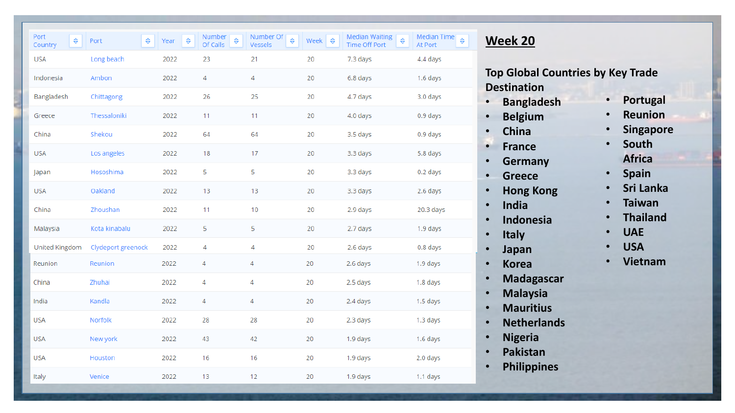| Port Country | Port | Year | Number Of Calls | Number Of Vessels | Week | Median Waiting Time Off Port | Median Time At Port |
|---|---|---|---|---|---|---|---|
| USA | Long beach | 2022 | 23 | 21 | 20 | 7.3 days | 4.4 days |
| Indonesia | Ambon | 2022 | 4 | 4 | 20 | 6.8 days | 1.6 days |
| Bangladesh | Chittagong | 2022 | 26 | 25 | 20 | 4.7 days | 3.0 days |
| Greece | Thessaloniki | 2022 | 11 | 11 | 20 | 4.0 days | 0.9 days |
| China | Shekou | 2022 | 64 | 64 | 20 | 3.5 days | 0.9 days |
| USA | Los angeles | 2022 | 18 | 17 | 20 | 3.3 days | 5.8 days |
| Japan | Hososhima | 2022 | 5 | 5 | 20 | 3.3 days | 0.2 days |
| USA | Oakland | 2022 | 13 | 13 | 20 | 3.3 days | 2.6 days |
| China | Zhoushan | 2022 | 11 | 10 | 20 | 2.9 days | 20.3 days |
| Malaysia | Kota kinabalu | 2022 | 5 | 5 | 20 | 2.7 days | 1.9 days |
| United Kingdom | Clydeport greenock | 2022 | 4 | 4 | 20 | 2.6 days | 0.8 days |
| Reunion | Reunion | 2022 | 4 | 4 | 20 | 2.6 days | 1.9 days |
| China | Zhuhai | 2022 | 4 | 4 | 20 | 2.5 days | 1.8 days |
| India | Kandla | 2022 | 4 | 4 | 20 | 2.4 days | 1.5 days |
| USA | Norfolk | 2022 | 28 | 28 | 20 | 2.3 days | 1.3 days |
| USA | New york | 2022 | 43 | 42 | 20 | 1.9 days | 1.6 days |
| USA | Houston | 2022 | 16 | 16 | 20 | 1.9 days | 2.0 days |
| Italy | Venice | 2022 | 13 | 12 | 20 | 1.9 days | 1.1 days |

# Week 20

**Top Global Countries by Key Trade Destination**

- Bangladesh
- Belgium
- China
- France
- Germany
- Greece
- Hong Kong
- India
- Indonesia
- Italy
- Japan
- Korea
- Madagascar
- Malaysia
- Mauritius
- Netherlands
- Nigeria
- Pakistan
- Philippines
- Portugal
- Reunion
- Singapore
- South Africa
- Spain
- Sri Lanka
- Taiwan
- Thailand
- UAE
- USA
- Vietnam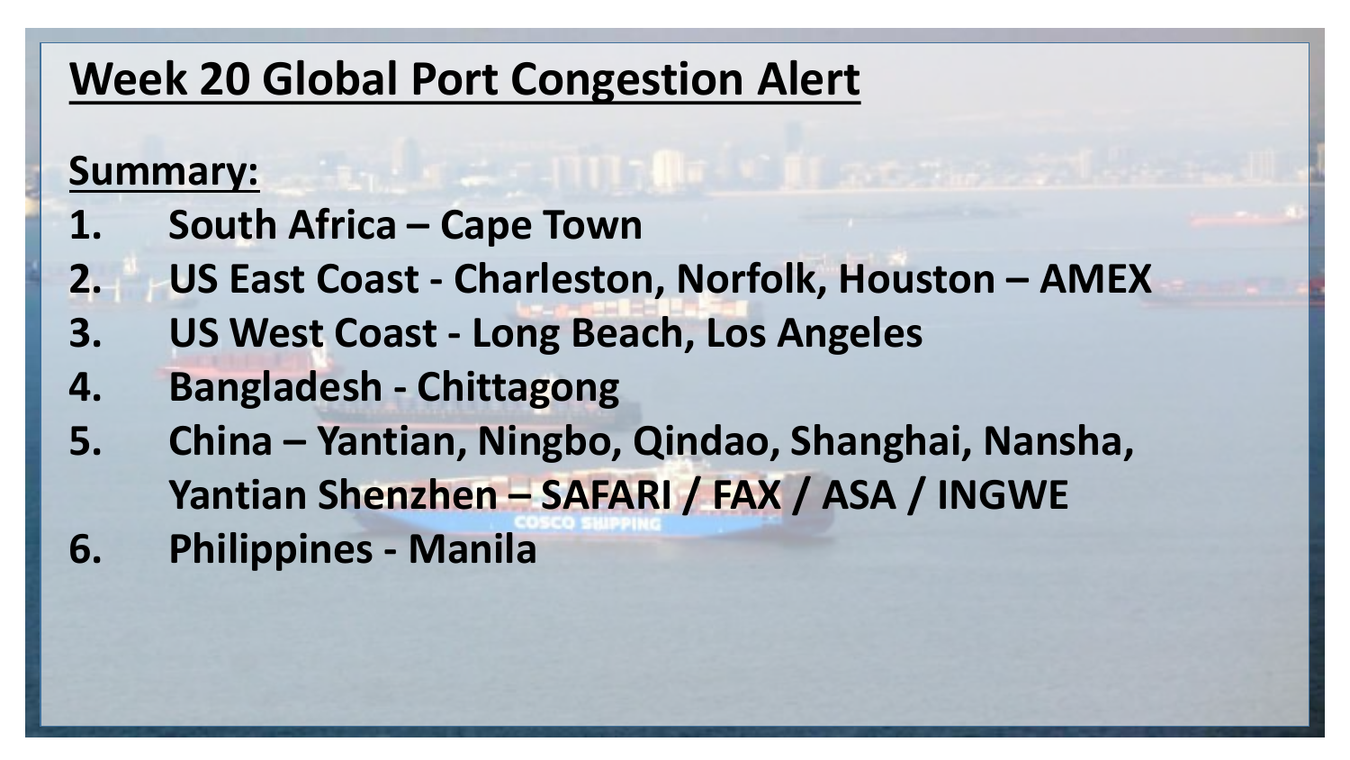# Week 20 Global Port Congestion Alert

**Summary:**

1. South Africa – Cape Town
2. US East Coast - Charleston, Norfolk, Houston – AMEX
3. US West Coast - Long Beach, Los Angeles
4. Bangladesh - Chittagong
5. China – Yantian, Ningbo, Qindao, Shanghai, Nansha, Yantian Shenzhen – SAFARI / FAX / ASA / INGWE
6. Philippines - Manila